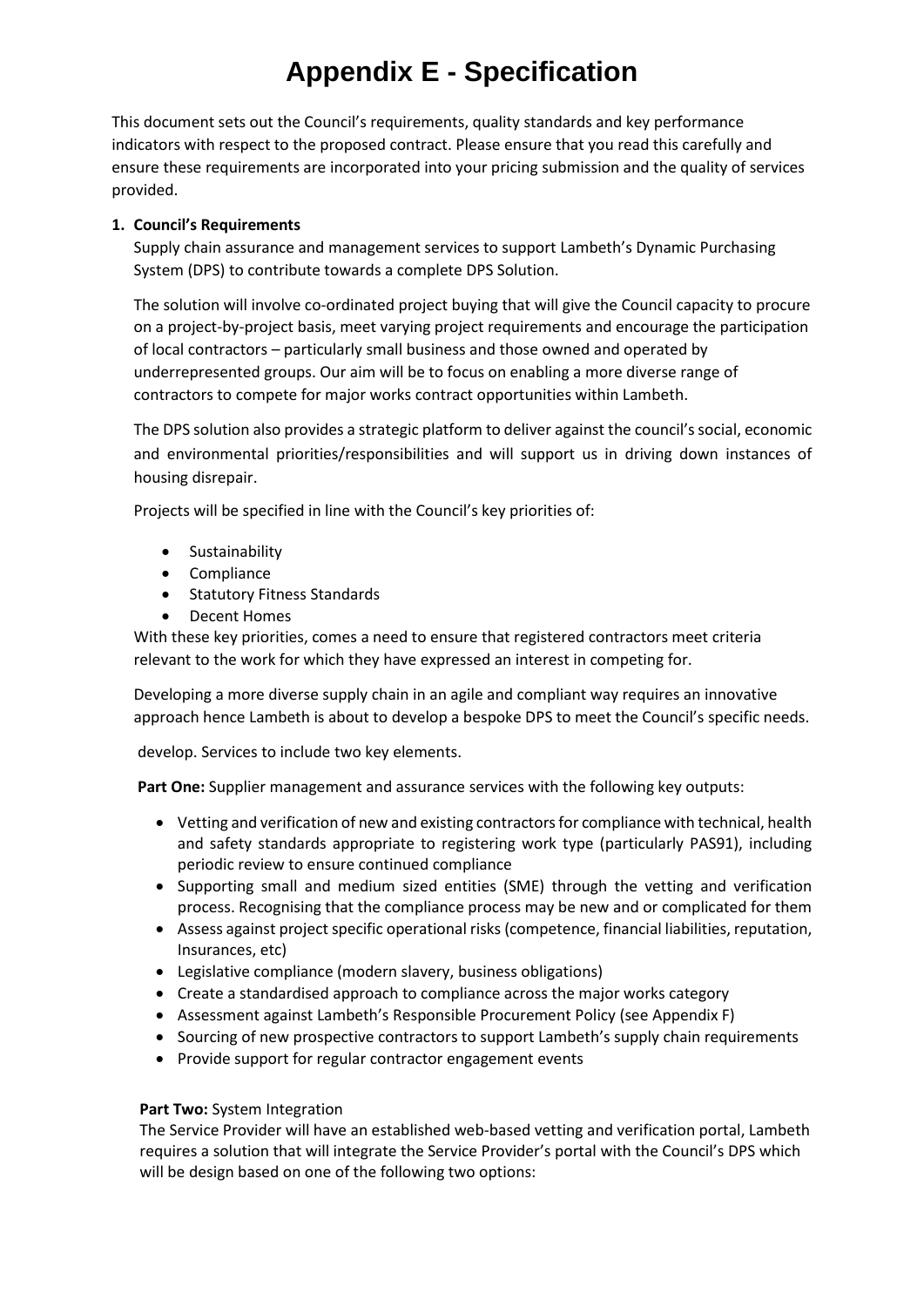# Appendix E - Specification

This document sets out the Council's requirements, quality standards and key performance indicators with respect to the proposed contract. Please ensure that you read this carefully and ensure these requirements are incorporated into your pricing submission and the quality of services provided.

**1. Council's Requirements**

Supply chain assurance and management services to support Lambeth's Dynamic Purchasing System (DPS) to contribute towards a complete DPS Solution.

The solution will involve co-ordinated project buying that will give the Council capacity to procure on a project-by-project basis, meet varying project requirements and encourage the participation of local contractors – particularly small business and those owned and operated by underrepresented groups. Our aim will be to focus on enabling a more diverse range of contractors to compete for major works contract opportunities within Lambeth.

The DPS solution also provides a strategic platform to deliver against the council's social, economic and environmental priorities/responsibilities and will support us in driving down instances of housing disrepair.

Projects will be specified in line with the Council's key priorities of:

- Sustainability
- Compliance
- Statutory Fitness Standards
- Decent Homes

With these key priorities, comes a need to ensure that registered contractors meet criteria relevant to the work for which they have expressed an interest in competing for.

Developing a more diverse supply chain in an agile and compliant way requires an innovative approach hence Lambeth is about to develop a bespoke DPS to meet the Council's specific needs.

develop. Services to include two key elements.

**Part One:** Supplier management and assurance services with the following key outputs:

- Vetting and verification of new and existing contractors for compliance with technical, health and safety standards appropriate to registering work type (particularly PAS91), including periodic review to ensure continued compliance
- Supporting small and medium sized entities (SME) through the vetting and verification process. Recognising that the compliance process may be new and or complicated for them
- Assess against project specific operational risks (competence, financial liabilities, reputation, Insurances, etc)
- Legislative compliance (modern slavery, business obligations)
- Create a standardised approach to compliance across the major works category
- Assessment against Lambeth's Responsible Procurement Policy (see Appendix F)
- Sourcing of new prospective contractors to support Lambeth's supply chain requirements
- Provide support for regular contractor engagement events

**Part Two:** System Integration

The Service Provider will have an established web-based vetting and verification portal, Lambeth requires a solution that will integrate the Service Provider's portal with the Council's DPS which will be design based on one of the following two options: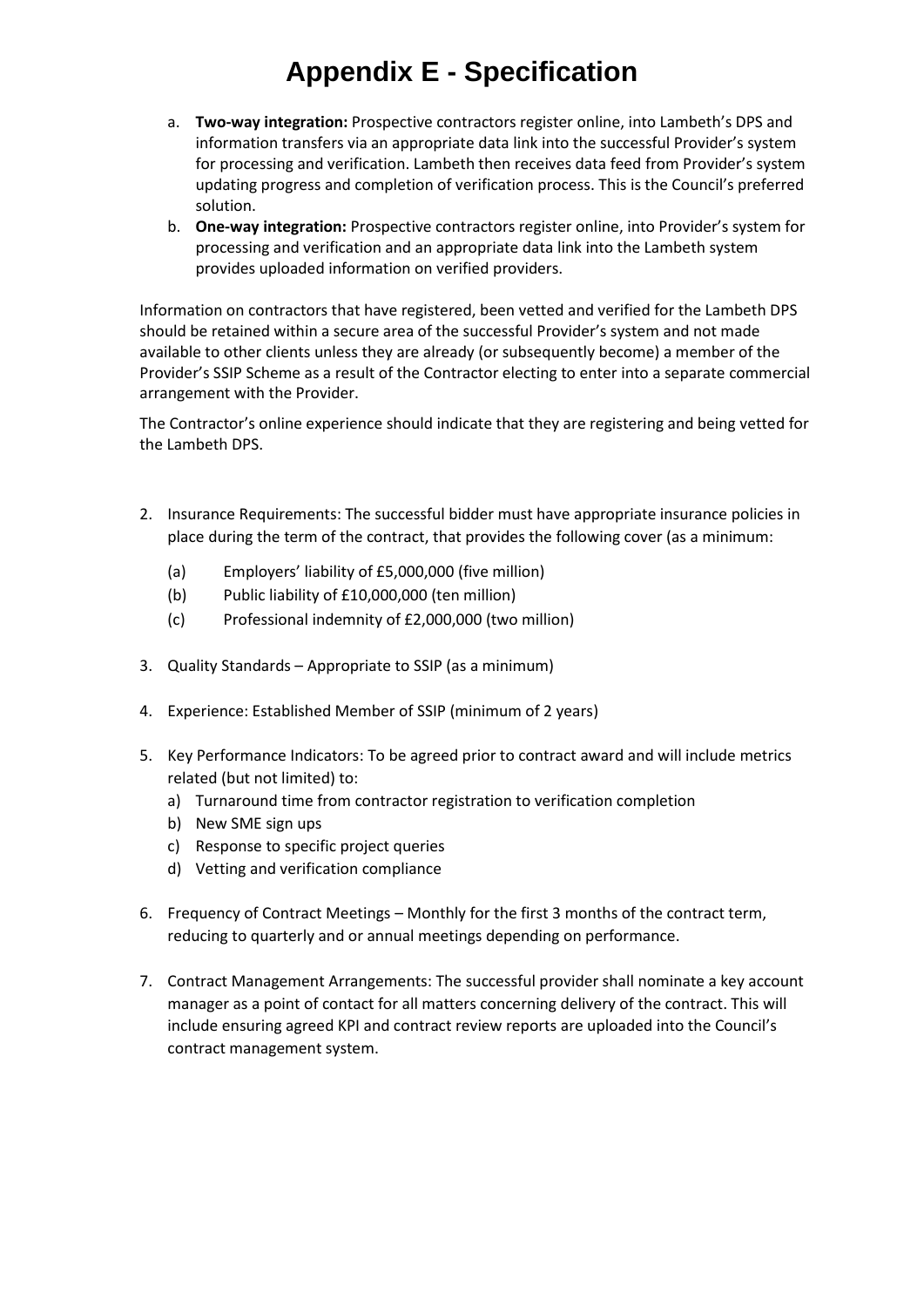# Appendix E - Specification

a. **Two-way integration:** Prospective contractors register online, into Lambeth's DPS and information transfers via an appropriate data link into the successful Provider's system for processing and verification. Lambeth then receives data feed from Provider's system updating progress and completion of verification process. This is the Council's preferred solution.
b. **One-way integration:** Prospective contractors register online, into Provider's system for processing and verification and an appropriate data link into the Lambeth system provides uploaded information on verified providers.

Information on contractors that have registered, been vetted and verified for the Lambeth DPS should be retained within a secure area of the successful Provider's system and not made available to other clients unless they are already (or subsequently become) a member of the Provider's SSIP Scheme as a result of the Contractor electing to enter into a separate commercial arrangement with the Provider.

The Contractor's online experience should indicate that they are registering and being vetted for the Lambeth DPS.

2. Insurance Requirements: The successful bidder must have appropriate insurance policies in place during the term of the contract, that provides the following cover (as a minimum:
   - (a) Employers' liability of £5,000,000 (five million)
   - (b) Public liability of £10,000,000 (ten million)
   - (c) Professional indemnity of £2,000,000 (two million)
3. Quality Standards – Appropriate to SSIP (as a minimum)
4. Experience: Established Member of SSIP (minimum of 2 years)
5. Key Performance Indicators: To be agreed prior to contract award and will include metrics related (but not limited) to:
   - a) Turnaround time from contractor registration to verification completion
   - b) New SME sign ups
   - c) Response to specific project queries
   - d) Vetting and verification compliance
6. Frequency of Contract Meetings – Monthly for the first 3 months of the contract term, reducing to quarterly and or annual meetings depending on performance.
7. Contract Management Arrangements: The successful provider shall nominate a key account manager as a point of contact for all matters concerning delivery of the contract. This will include ensuring agreed KPI and contract review reports are uploaded into the Council's contract management system.